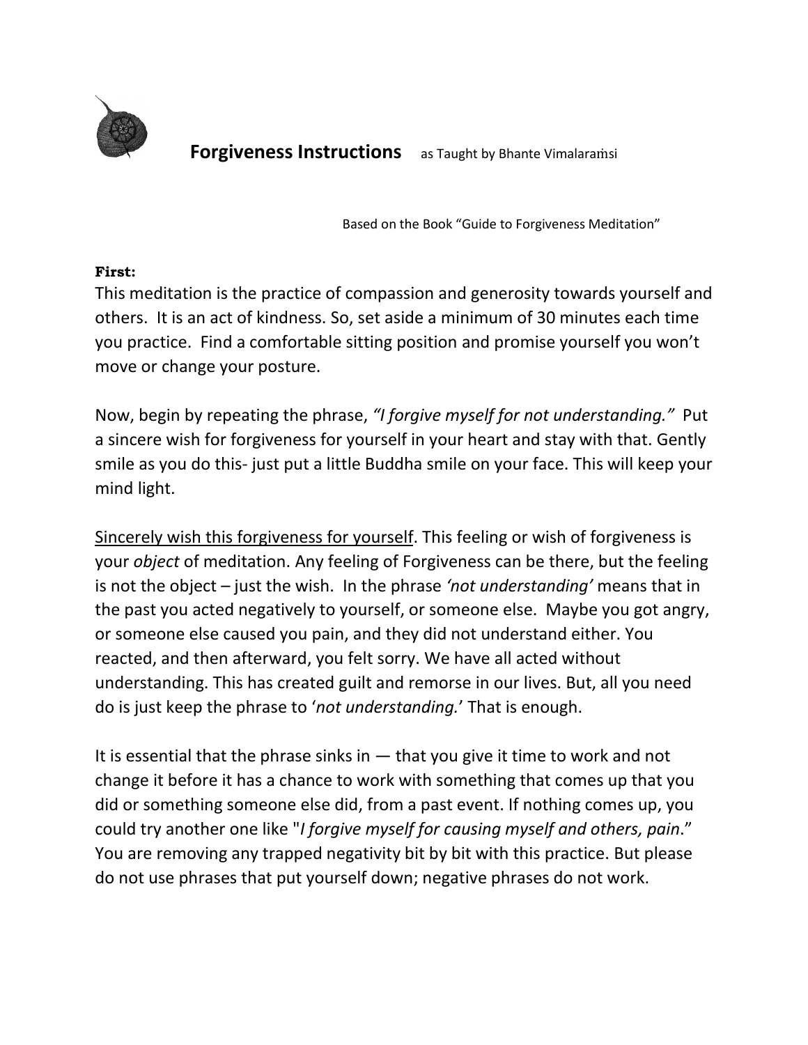# **Forgiveness Instructions** as Taught by Bhante Vimalaraṁsi

Based on the Book "Guide to Forgiveness Meditation"

**First:**

This meditation is the practice of compassion and generosity towards yourself and others. It is an act of kindness. So, set aside a minimum of 30 minutes each time you practice. Find a comfortable sitting position and promise yourself you won't move or change your posture.

Now, begin by repeating the phrase, *"I forgive myself for not understanding."* Put a sincere wish for forgiveness for yourself in your heart and stay with that. Gently smile as you do this- just put a little Buddha smile on your face. This will keep your mind light.

<u>Sincerely wish this forgiveness for yourself</u>. This feeling or wish of forgiveness is your *object* of meditation. Any feeling of Forgiveness can be there, but the feeling is not the object – just the wish. In the phrase *'not understanding'* means that in the past you acted negatively to yourself, or someone else. Maybe you got angry, or someone else caused you pain, and they did not understand either. You reacted, and then afterward, you felt sorry. We have all acted without understanding. This has created guilt and remorse in our lives. But, all you need do is just keep the phrase to '*not understanding.*' That is enough.

It is essential that the phrase sinks in — that you give it time to work and not change it before it has a chance to work with something that comes up that you did or something someone else did, from a past event. If nothing comes up, you could try another one like "*I forgive myself for causing myself and others, pain*." You are removing any trapped negativity bit by bit with this practice. But please do not use phrases that put yourself down; negative phrases do not work.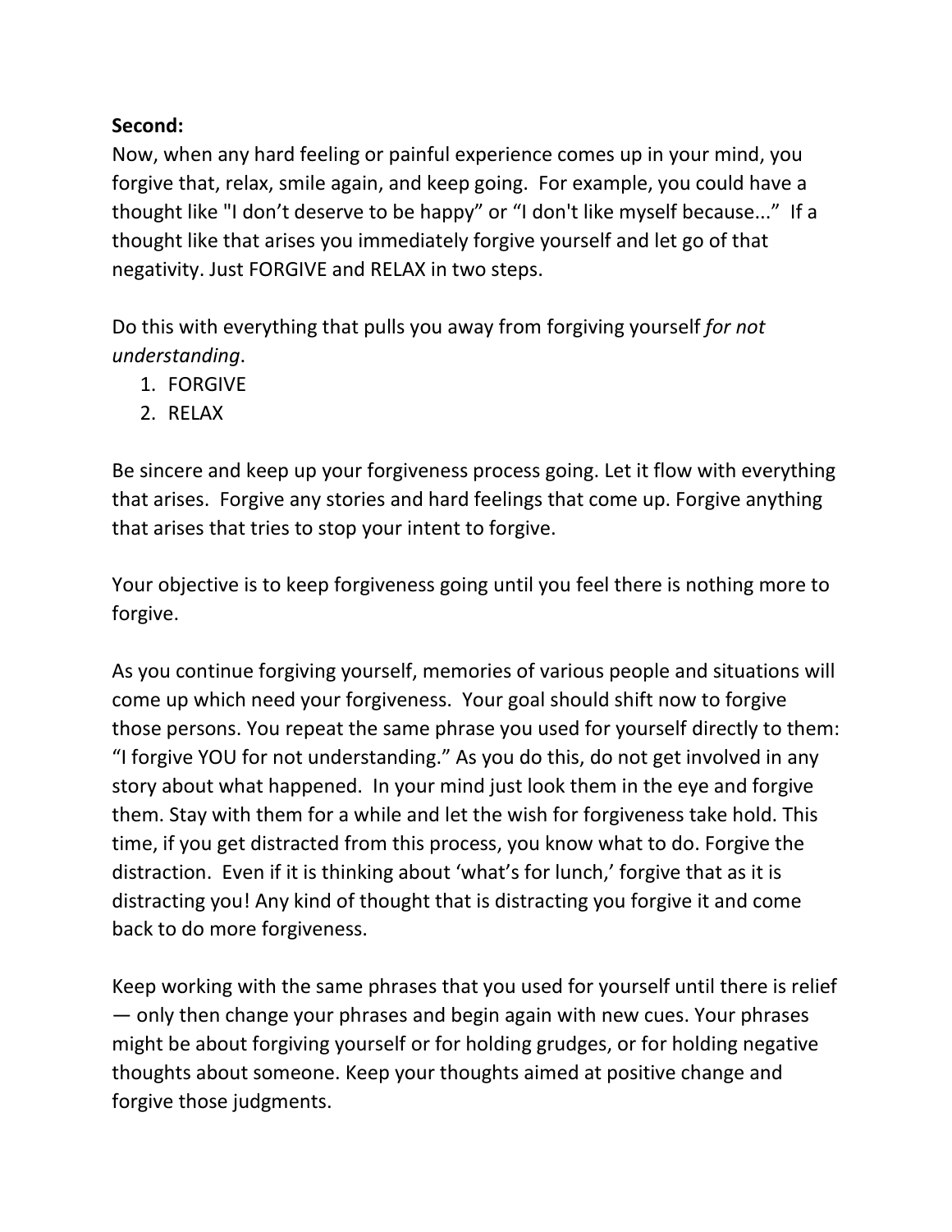**Second:**
Now, when any hard feeling or painful experience comes up in your mind, you forgive that, relax, smile again, and keep going. For example, you could have a thought like "I don't deserve to be happy" or "I don't like myself because..." If a thought like that arises you immediately forgive yourself and let go of that negativity. Just FORGIVE and RELAX in two steps.

Do this with everything that pulls you away from forgiving yourself *for not understanding*.

1. FORGIVE
2. RELAX

Be sincere and keep up your forgiveness process going. Let it flow with everything that arises. Forgive any stories and hard feelings that come up. Forgive anything that arises that tries to stop your intent to forgive.

Your objective is to keep forgiveness going until you feel there is nothing more to forgive.

As you continue forgiving yourself, memories of various people and situations will come up which need your forgiveness. Your goal should shift now to forgive those persons. You repeat the same phrase you used for yourself directly to them: "I forgive YOU for not understanding." As you do this, do not get involved in any story about what happened. In your mind just look them in the eye and forgive them. Stay with them for a while and let the wish for forgiveness take hold. This time, if you get distracted from this process, you know what to do. Forgive the distraction. Even if it is thinking about 'what's for lunch,' forgive that as it is distracting you! Any kind of thought that is distracting you forgive it and come back to do more forgiveness.

Keep working with the same phrases that you used for yourself until there is relief — only then change your phrases and begin again with new cues. Your phrases might be about forgiving yourself or for holding grudges, or for holding negative thoughts about someone. Keep your thoughts aimed at positive change and forgive those judgments.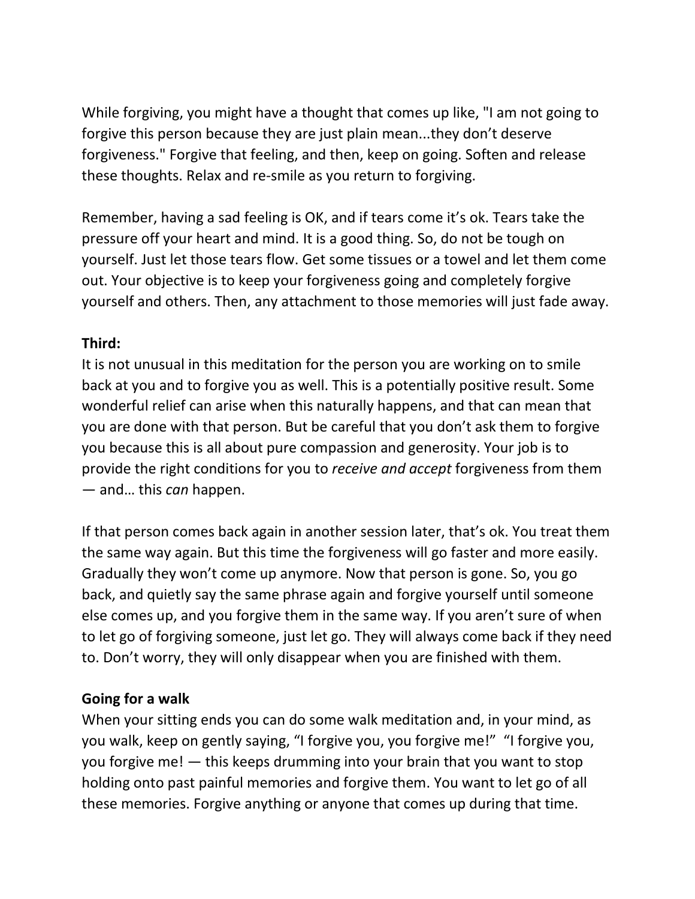While forgiving, you might have a thought that comes up like, "I am not going to forgive this person because they are just plain mean...they don't deserve forgiveness." Forgive that feeling, and then, keep on going. Soften and release these thoughts. Relax and re-smile as you return to forgiving.

Remember, having a sad feeling is OK, and if tears come it's ok. Tears take the pressure off your heart and mind. It is a good thing. So, do not be tough on yourself. Just let those tears flow. Get some tissues or a towel and let them come out. Your objective is to keep your forgiveness going and completely forgive yourself and others. Then, any attachment to those memories will just fade away.

**Third:**
It is not unusual in this meditation for the person you are working on to smile back at you and to forgive you as well. This is a potentially positive result. Some wonderful relief can arise when this naturally happens, and that can mean that you are done with that person. But be careful that you don't ask them to forgive you because this is all about pure compassion and generosity. Your job is to provide the right conditions for you to *receive and accept* forgiveness from them — and… this *can* happen.

If that person comes back again in another session later, that's ok. You treat them the same way again. But this time the forgiveness will go faster and more easily. Gradually they won't come up anymore. Now that person is gone. So, you go back, and quietly say the same phrase again and forgive yourself until someone else comes up, and you forgive them in the same way. If you aren't sure of when to let go of forgiving someone, just let go. They will always come back if they need to. Don't worry, they will only disappear when you are finished with them.

**Going for a walk**
When your sitting ends you can do some walk meditation and, in your mind, as you walk, keep on gently saying, "I forgive you, you forgive me!" "I forgive you, you forgive me! — this keeps drumming into your brain that you want to stop holding onto past painful memories and forgive them. You want to let go of all these memories. Forgive anything or anyone that comes up during that time.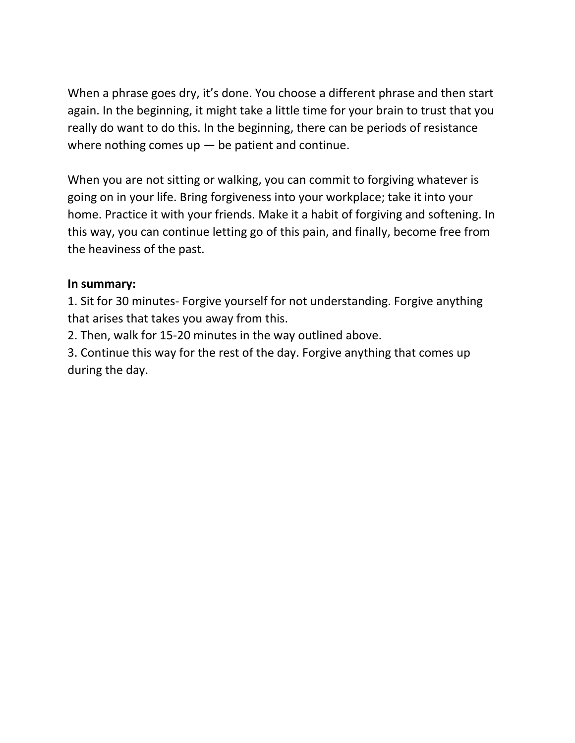When a phrase goes dry, it's done. You choose a different phrase and then start again. In the beginning, it might take a little time for your brain to trust that you really do want to do this. In the beginning, there can be periods of resistance where nothing comes up — be patient and continue.

When you are not sitting or walking, you can commit to forgiving whatever is going on in your life. Bring forgiveness into your workplace; take it into your home. Practice it with your friends. Make it a habit of forgiving and softening. In this way, you can continue letting go of this pain, and finally, become free from the heaviness of the past.

**In summary:**

1. Sit for 30 minutes- Forgive yourself for not understanding. Forgive anything that arises that takes you away from this.
2. Then, walk for 15-20 minutes in the way outlined above.
3. Continue this way for the rest of the day. Forgive anything that comes up during the day.